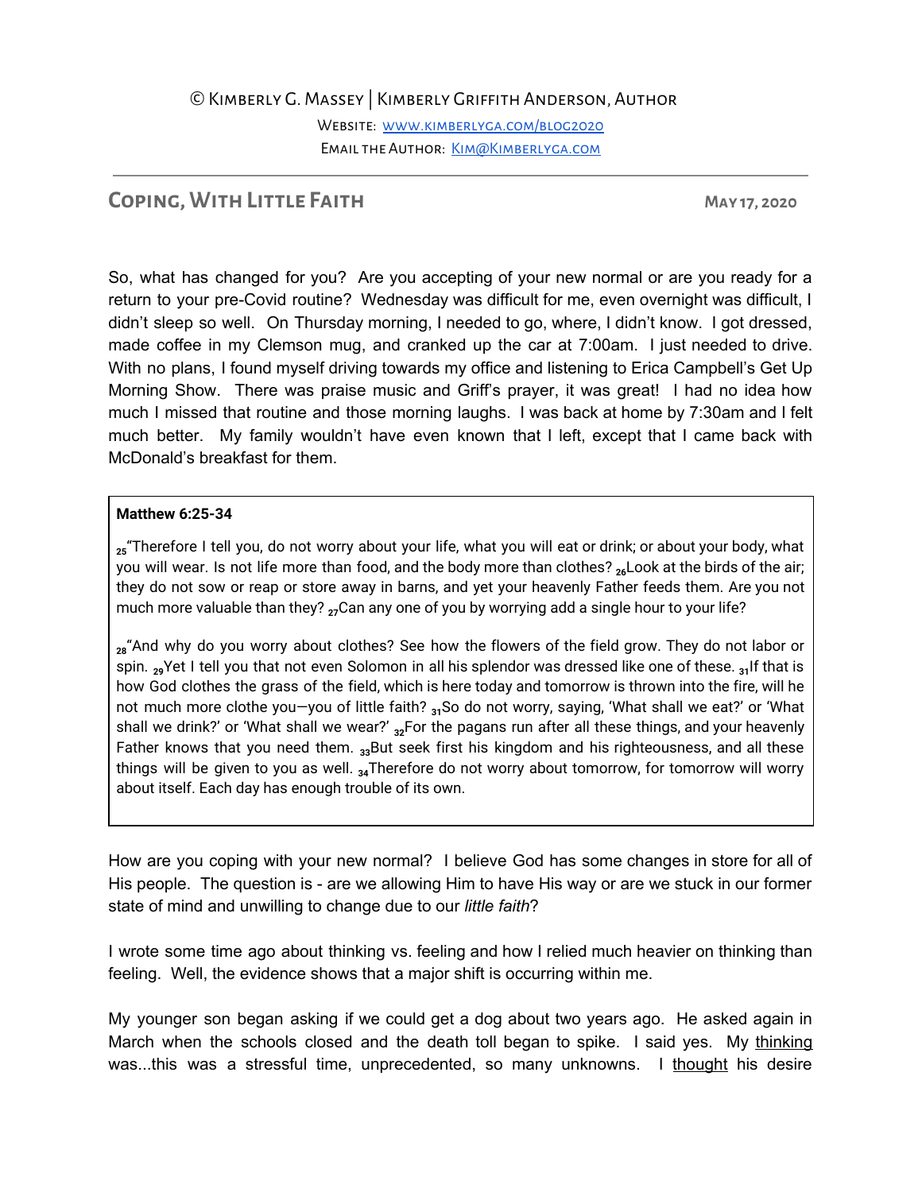© Kimberly G. Massey | Kimberly Griffith Anderson, Author

Website: [www.kimberlyga.com/blog2020](http://www.kimberlyga.com/blog2020)

Email the Author: [Kim@Kimberlyga.com](mailto:Kim@Kimberlyga.com)

---

## Coping, With Little Faith

**May 17, 2020**

So, what has changed for you? Are you accepting of your new normal or are you ready for a return to your pre-Covid routine? Wednesday was difficult for me, even overnight was difficult, I didn't sleep so well. On Thursday morning, I needed to go, where, I didn't know. I got dressed, made coffee in my Clemson mug, and cranked up the car at 7:00am. I just needed to drive. With no plans, I found myself driving towards my office and listening to Erica Campbell's Get Up Morning Show. There was praise music and Griff's prayer, it was great! I had no idea how much I missed that routine and those morning laughs. I was back at home by 7:30am and I felt much better. My family wouldn't have even known that I left, except that I came back with McDonald's breakfast for them.

> **Matthew 6:25-34**
>
> [25]"Therefore I tell you, do not worry about your life, what you will eat or drink; or about your body, what you will wear. Is not life more than food, and the body more than clothes? [26]Look at the birds of the air; they do not sow or reap or store away in barns, and yet your heavenly Father feeds them. Are you not much more valuable than they? [27]Can any one of you by worrying add a single hour to your life?
>
> [28]"And why do you worry about clothes? See how the flowers of the field grow. They do not labor or spin. [29]Yet I tell you that not even Solomon in all his splendor was dressed like one of these. [31]If that is how God clothes the grass of the field, which is here today and tomorrow is thrown into the fire, will he not much more clothe you—you of little faith? [31]So do not worry, saying, 'What shall we eat?' or 'What shall we drink?' or 'What shall we wear?' [32]For the pagans run after all these things, and your heavenly Father knows that you need them. [33]But seek first his kingdom and his righteousness, and all these things will be given to you as well. [34]Therefore do not worry about tomorrow, for tomorrow will worry about itself. Each day has enough trouble of its own.

How are you coping with your new normal? I believe God has some changes in store for all of His people. The question is - are we allowing Him to have His way or are we stuck in our former state of mind and unwilling to change due to our *little faith*?

I wrote some time ago about thinking vs. feeling and how I relied much heavier on thinking than feeling. Well, the evidence shows that a major shift is occurring within me.

My younger son began asking if we could get a dog about two years ago. He asked again in March when the schools closed and the death toll began to spike. I said yes. My <u>thinking</u> was...this was a stressful time, unprecedented, so many unknowns. I <u>thought</u> his desire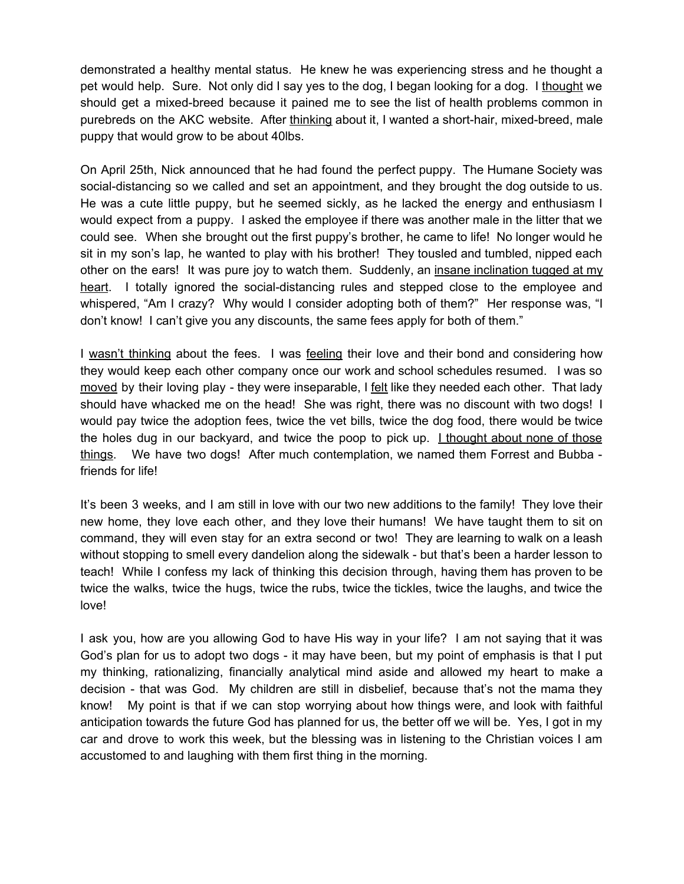demonstrated a healthy mental status. He knew he was experiencing stress and he thought a pet would help. Sure. Not only did I say yes to the dog, I began looking for a dog. I <u>thought</u> we should get a mixed-breed because it pained me to see the list of health problems common in purebreds on the AKC website. After <u>thinking</u> about it, I wanted a short-hair, mixed-breed, male puppy that would grow to be about 40lbs.

On April 25th, Nick announced that he had found the perfect puppy. The Humane Society was social-distancing so we called and set an appointment, and they brought the dog outside to us. He was a cute little puppy, but he seemed sickly, as he lacked the energy and enthusiasm I would expect from a puppy. I asked the employee if there was another male in the litter that we could see. When she brought out the first puppy's brother, he came to life! No longer would he sit in my son's lap, he wanted to play with his brother! They tousled and tumbled, nipped each other on the ears! It was pure joy to watch them. Suddenly, an <u>insane inclination tugged at my heart</u>. I totally ignored the social-distancing rules and stepped close to the employee and whispered, "Am I crazy? Why would I consider adopting both of them?" Her response was, "I don't know! I can't give you any discounts, the same fees apply for both of them."

I <u>wasn't thinking</u> about the fees. I was <u>feeling</u> their love and their bond and considering how they would keep each other company once our work and school schedules resumed. I was so <u>moved</u> by their loving play - they were inseparable, I <u>felt</u> like they needed each other. That lady should have whacked me on the head! She was right, there was no discount with two dogs! I would pay twice the adoption fees, twice the vet bills, twice the dog food, there would be twice the holes dug in our backyard, and twice the poop to pick up. <u>I thought about none of those things</u>. We have two dogs! After much contemplation, we named them Forrest and Bubba - friends for life!

It's been 3 weeks, and I am still in love with our two new additions to the family! They love their new home, they love each other, and they love their humans! We have taught them to sit on command, they will even stay for an extra second or two! They are learning to walk on a leash without stopping to smell every dandelion along the sidewalk - but that's been a harder lesson to teach! While I confess my lack of thinking this decision through, having them has proven to be twice the walks, twice the hugs, twice the rubs, twice the tickles, twice the laughs, and twice the love!

I ask you, how are you allowing God to have His way in your life? I am not saying that it was God's plan for us to adopt two dogs - it may have been, but my point of emphasis is that I put my thinking, rationalizing, financially analytical mind aside and allowed my heart to make a decision - that was God. My children are still in disbelief, because that's not the mama they know! My point is that if we can stop worrying about how things were, and look with faithful anticipation towards the future God has planned for us, the better off we will be. Yes, I got in my car and drove to work this week, but the blessing was in listening to the Christian voices I am accustomed to and laughing with them first thing in the morning.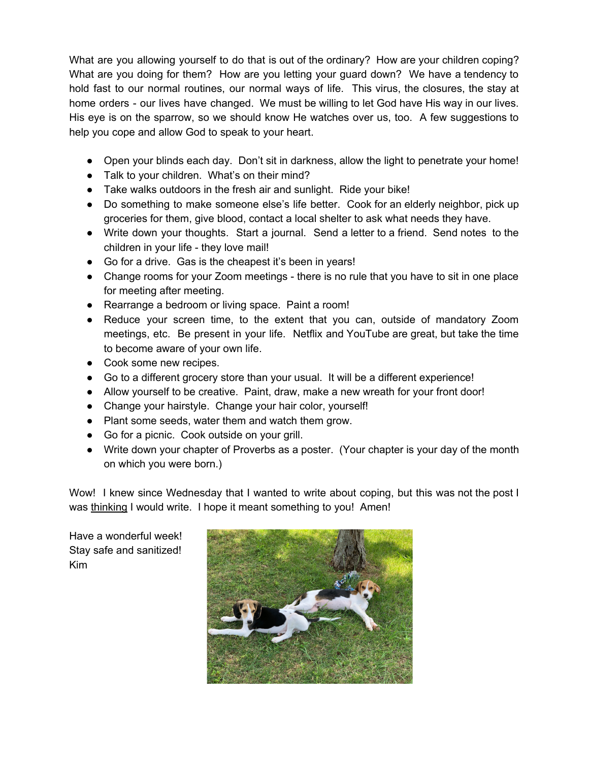What are you allowing yourself to do that is out of the ordinary? How are your children coping? What are you doing for them? How are you letting your guard down? We have a tendency to hold fast to our normal routines, our normal ways of life. This virus, the closures, the stay at home orders - our lives have changed. We must be willing to let God have His way in our lives. His eye is on the sparrow, so we should know He watches over us, too. A few suggestions to help you cope and allow God to speak to your heart.

- Open your blinds each day. Don't sit in darkness, allow the light to penetrate your home!
- Talk to your children. What's on their mind?
- Take walks outdoors in the fresh air and sunlight. Ride your bike!
- Do something to make someone else's life better. Cook for an elderly neighbor, pick up groceries for them, give blood, contact a local shelter to ask what needs they have.
- Write down your thoughts. Start a journal. Send a letter to a friend. Send notes to the children in your life - they love mail!
- Go for a drive. Gas is the cheapest it's been in years!
- Change rooms for your Zoom meetings - there is no rule that you have to sit in one place for meeting after meeting.
- Rearrange a bedroom or living space. Paint a room!
- Reduce your screen time, to the extent that you can, outside of mandatory Zoom meetings, etc. Be present in your life. Netflix and YouTube are great, but take the time to become aware of your own life.
- Cook some new recipes.
- Go to a different grocery store than your usual. It will be a different experience!
- Allow yourself to be creative. Paint, draw, make a new wreath for your front door!
- Change your hairstyle. Change your hair color, yourself!
- Plant some seeds, water them and watch them grow.
- Go for a picnic. Cook outside on your grill.
- Write down your chapter of Proverbs as a poster. (Your chapter is your day of the month on which you were born.)

Wow! I knew since Wednesday that I wanted to write about coping, but this was not the post I was thinking I would write. I hope it meant something to you! Amen!

Have a wonderful week!
Stay safe and sanitized!
Kim